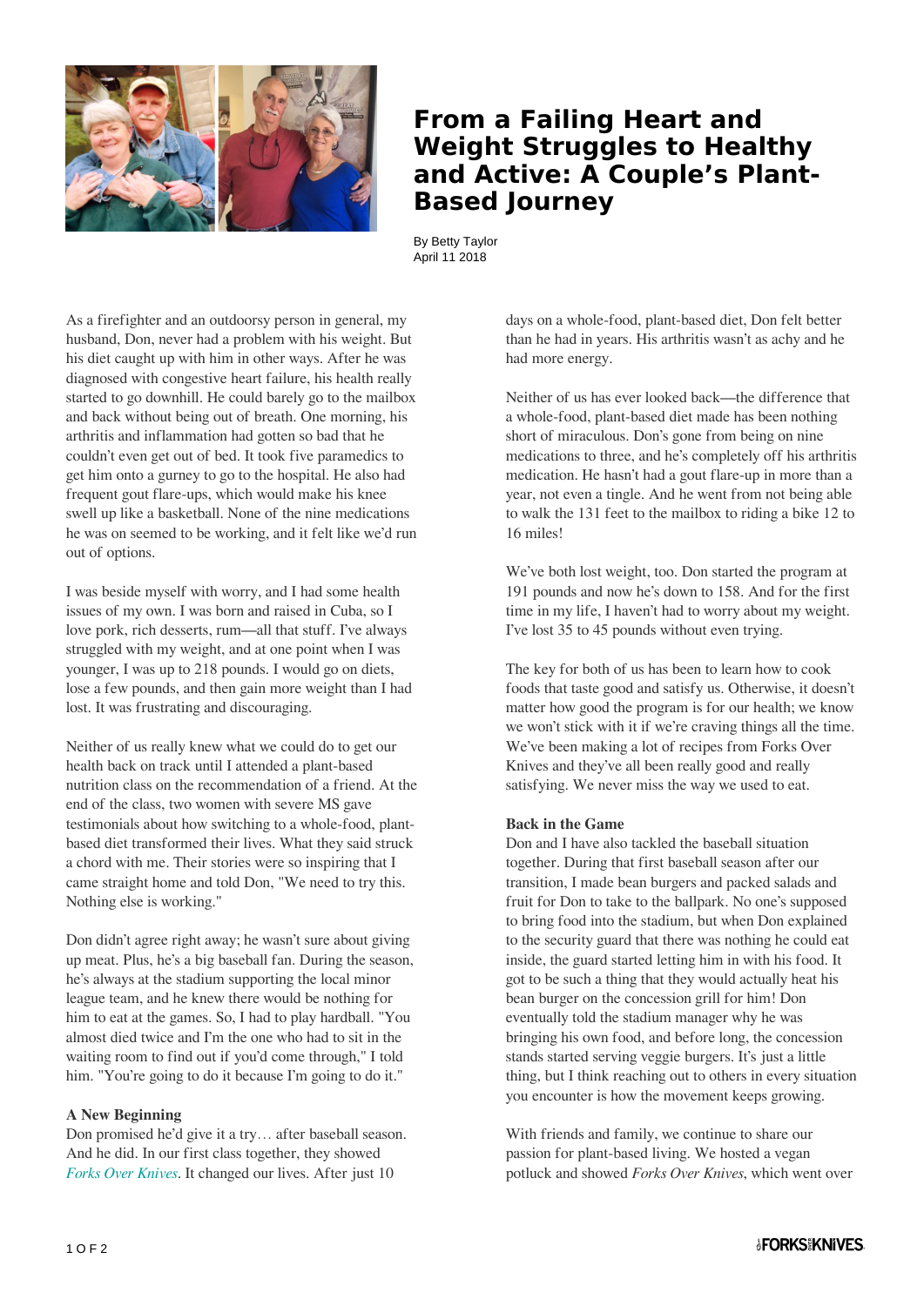# From a Failing Heart and Weight Struggles to Healthy and Active: A Couple's Plant-Based Journey

By Betty Taylor
April 11 2018

As a firefighter and an outdoorsy person in general, my husband, Don, never had a problem with his weight. But his diet caught up with him in other ways. After he was diagnosed with congestive heart failure, his health really started to go downhill. He could barely go to the mailbox and back without being out of breath. One morning, his arthritis and inflammation had gotten so bad that he couldn't even get out of bed. It took five paramedics to get him onto a gurney to go to the hospital. He also had frequent gout flare-ups, which would make his knee swell up like a basketball. None of the nine medications he was on seemed to be working, and it felt like we'd run out of options.

I was beside myself with worry, and I had some health issues of my own. I was born and raised in Cuba, so I love pork, rich desserts, rum—all that stuff. I've always struggled with my weight, and at one point when I was younger, I was up to 218 pounds. I would go on diets, lose a few pounds, and then gain more weight than I had lost. It was frustrating and discouraging.

Neither of us really knew what we could do to get our health back on track until I attended a plant-based nutrition class on the recommendation of a friend. At the end of the class, two women with severe MS gave testimonials about how switching to a whole-food, plant-based diet transformed their lives. What they said struck a chord with me. Their stories were so inspiring that I came straight home and told Don, "We need to try this. Nothing else is working."

Don didn't agree right away; he wasn't sure about giving up meat. Plus, he's a big baseball fan. During the season, he's always at the stadium supporting the local minor league team, and he knew there would be nothing for him to eat at the games. So, I had to play hardball. "You almost died twice and I'm the one who had to sit in the waiting room to find out if you'd come through," I told him. "You're going to do it because I'm going to do it."

### A New Beginning

Don promised he'd give it a try… after baseball season. And he did. In our first class together, they showed *Forks Over Knives*. It changed our lives. After just 10 days on a whole-food, plant-based diet, Don felt better than he had in years. His arthritis wasn't as achy and he had more energy.

Neither of us has ever looked back—the difference that a whole-food, plant-based diet made has been nothing short of miraculous. Don's gone from being on nine medications to three, and he's completely off his arthritis medication. He hasn't had a gout flare-up in more than a year, not even a tingle. And he went from not being able to walk the 131 feet to the mailbox to riding a bike 12 to 16 miles!

We've both lost weight, too. Don started the program at 191 pounds and now he's down to 158. And for the first time in my life, I haven't had to worry about my weight. I've lost 35 to 45 pounds without even trying.

The key for both of us has been to learn how to cook foods that taste good and satisfy us. Otherwise, it doesn't matter how good the program is for our health; we know we won't stick with it if we're craving things all the time. We've been making a lot of recipes from Forks Over Knives and they've all been really good and really satisfying. We never miss the way we used to eat.

### Back in the Game

Don and I have also tackled the baseball situation together. During that first baseball season after our transition, I made bean burgers and packed salads and fruit for Don to take to the ballpark. No one's supposed to bring food into the stadium, but when Don explained to the security guard that there was nothing he could eat inside, the guard started letting him in with his food. It got to be such a thing that they would actually heat his bean burger on the concession grill for him! Don eventually told the stadium manager why he was bringing his own food, and before long, the concession stands started serving veggie burgers. It's just a little thing, but I think reaching out to others in every situation you encounter is how the movement keeps growing.

With friends and family, we continue to share our passion for plant-based living. We hosted a vegan potluck and showed *Forks Over Knives*, which went over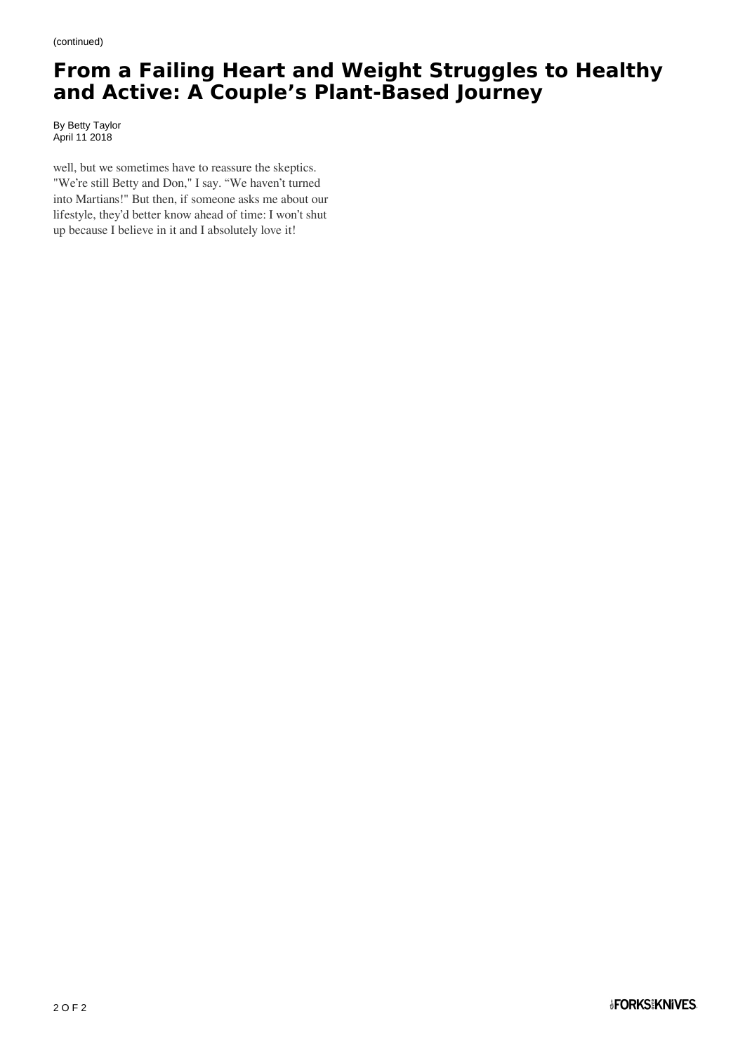(continued)

# From a Failing Heart and Weight Struggles to Healthy and Active: A Couple's Plant-Based Journey

By Betty Taylor
April 11 2018

well, but we sometimes have to reassure the skeptics. "We're still Betty and Don," I say. "We haven't turned into Martians!" But then, if someone asks me about our lifestyle, they'd better know ahead of time: I won't shut up because I believe in it and I absolutely love it!